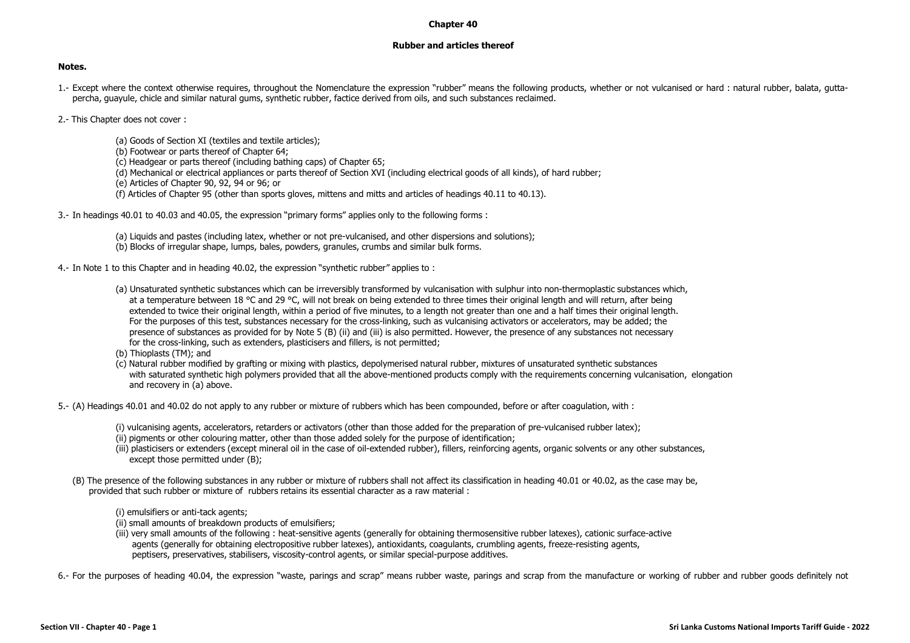# Chapter 40

## Rubber and articles thereof

**Notes.**

1.- Except where the context otherwise requires, throughout the Nomenclature the expression "rubber" means the following products, whether or not vulcanised or hard : natural rubber, balata, gutta-percha, guayule, chicle and similar natural gums, synthetic rubber, factice derived from oils, and such substances reclaimed.

2.- This Chapter does not cover :

(a) Goods of Section XI (textiles and textile articles);
(b) Footwear or parts thereof of Chapter 64;
(c) Headgear or parts thereof (including bathing caps) of Chapter 65;
(d) Mechanical or electrical appliances or parts thereof of Section XVI (including electrical goods of all kinds), of hard rubber;
(e) Articles of Chapter 90, 92, 94 or 96; or
(f) Articles of Chapter 95 (other than sports gloves, mittens and mitts and articles of headings 40.11 to 40.13).

3.- In headings 40.01 to 40.03 and 40.05, the expression "primary forms" applies only to the following forms :

(a) Liquids and pastes (including latex, whether or not pre-vulcanised, and other dispersions and solutions);
(b) Blocks of irregular shape, lumps, bales, powders, granules, crumbs and similar bulk forms.

4.- In Note 1 to this Chapter and in heading 40.02, the expression "synthetic rubber" applies to :

(a) Unsaturated synthetic substances which can be irreversibly transformed by vulcanisation with sulphur into non-thermoplastic substances which, at a temperature between 18 °C and 29 °C, will not break on being extended to three times their original length and will return, after being extended to twice their original length, within a period of five minutes, to a length not greater than one and a half times their original length. For the purposes of this test, substances necessary for the cross-linking, such as vulcanising activators or accelerators, may be added; the presence of substances as provided for by Note 5 (B) (ii) and (iii) is also permitted. However, the presence of any substances not necessary for the cross-linking, such as extenders, plasticisers and fillers, is not permitted;
(b) Thioplasts (TM); and
(c) Natural rubber modified by grafting or mixing with plastics, depolymerised natural rubber, mixtures of unsaturated synthetic substances with saturated synthetic high polymers provided that all the above-mentioned products comply with the requirements concerning vulcanisation, elongation and recovery in (a) above.

5.- (A) Headings 40.01 and 40.02 do not apply to any rubber or mixture of rubbers which has been compounded, before or after coagulation, with :

(i) vulcanising agents, accelerators, retarders or activators (other than those added for the preparation of pre-vulcanised rubber latex);
(ii) pigments or other colouring matter, other than those added solely for the purpose of identification;
(iii) plasticisers or extenders (except mineral oil in the case of oil-extended rubber), fillers, reinforcing agents, organic solvents or any other substances, except those permitted under (B);

(B) The presence of the following substances in any rubber or mixture of rubbers shall not affect its classification in heading 40.01 or 40.02, as the case may be, provided that such rubber or mixture of rubbers retains its essential character as a raw material :

(i) emulsifiers or anti-tack agents;
(ii) small amounts of breakdown products of emulsifiers;
(iii) very small amounts of the following : heat-sensitive agents (generally for obtaining thermosensitive rubber latexes), cationic surface-active agents (generally for obtaining electropositive rubber latexes), antioxidants, coagulants, crumbling agents, freeze-resisting agents, peptisers, preservatives, stabilisers, viscosity-control agents, or similar special-purpose additives.

6.- For the purposes of heading 40.04, the expression "waste, parings and scrap" means rubber waste, parings and scrap from the manufacture or working of rubber and rubber goods definitely not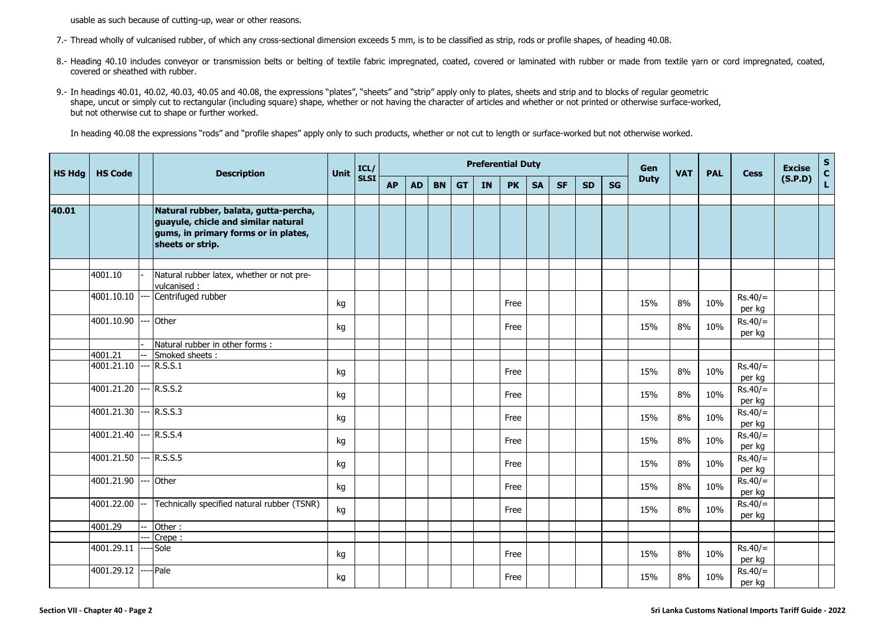usable as such because of cutting-up, wear or other reasons.

7.- Thread wholly of vulcanised rubber, of which any cross-sectional dimension exceeds 5 mm, is to be classified as strip, rods or profile shapes, of heading 40.08.

8.- Heading 40.10 includes conveyor or transmission belts or belting of textile fabric impregnated, coated, covered or laminated with rubber or made from textile yarn or cord impregnated, coated, covered or sheathed with rubber.

9.- In headings 40.01, 40.02, 40.03, 40.05 and 40.08, the expressions "plates", "sheets" and "strip" apply only to plates, sheets and strip and to blocks of regular geometric shape, uncut or simply cut to rectangular (including square) shape, whether or not having the character of articles and whether or not printed or otherwise surface-worked, but not otherwise cut to shape or further worked.

In heading 40.08 the expressions "rods" and "profile shapes" apply only to such products, whether or not cut to length or surface-worked but not otherwise worked.

| HS Hdg | HS Code | | Description | Unit | ICL/ SLSI | Preferential Duty | | | | | | | | | | Gen Duty | VAT | PAL | Cess | Excise (S.P.D) | SCL |
|---|---|---|---|---|---|---|---|---|---|---|---|---|---|---|---|---|---|---|---|---|---|
| | | | | | | AP | AD | BN | GT | IN | PK | SA | SF | SD | SG | | | | | | |
| **40.01** | | | **Natural rubber, balata, gutta-percha, guayule, chicle and similar natural gums, in primary forms or in plates, sheets or strip.** | | | | | | | | | | | | | | | | | | |
| | 4001.10 | - | Natural rubber latex, whether or not pre-vulcanised : | | | | | | | | | | | | | | | | | | |
| | 4001.10.10 | --- | Centrifuged rubber | kg | | | | | | | Free | | | | | 15% | 8% | 10% | Rs.40/= per kg | | |
| | 4001.10.90 | --- | Other | kg | | | | | | | Free | | | | | 15% | 8% | 10% | Rs.40/= per kg | | |
| | | - | Natural rubber in other forms : | | | | | | | | | | | | | | | | | | |
| | 4001.21 | -- | Smoked sheets : | | | | | | | | | | | | | | | | | | |
| | 4001.21.10 | --- | R.S.S.1 | kg | | | | | | | Free | | | | | 15% | 8% | 10% | Rs.40/= per kg | | |
| | 4001.21.20 | --- | R.S.S.2 | kg | | | | | | | Free | | | | | 15% | 8% | 10% | Rs.40/= per kg | | |
| | 4001.21.30 | --- | R.S.S.3 | kg | | | | | | | Free | | | | | 15% | 8% | 10% | Rs.40/= per kg | | |
| | 4001.21.40 | --- | R.S.S.4 | kg | | | | | | | Free | | | | | 15% | 8% | 10% | Rs.40/= per kg | | |
| | 4001.21.50 | --- | R.S.S.5 | kg | | | | | | | Free | | | | | 15% | 8% | 10% | Rs.40/= per kg | | |
| | 4001.21.90 | --- | Other | kg | | | | | | | Free | | | | | 15% | 8% | 10% | Rs.40/= per kg | | |
| | 4001.22.00 | -- | Technically specified natural rubber (TSNR) | kg | | | | | | | Free | | | | | 15% | 8% | 10% | Rs.40/= per kg | | |
| | 4001.29 | -- | Other : | | | | | | | | | | | | | | | | | | |
| | | --- | Crepe : | | | | | | | | | | | | | | | | | | |
| | 4001.29.11 | ---- | Sole | kg | | | | | | | Free | | | | | 15% | 8% | 10% | Rs.40/= per kg | | |
| | 4001.29.12 | ---- | Pale | kg | | | | | | | Free | | | | | 15% | 8% | 10% | Rs.40/= per kg | | |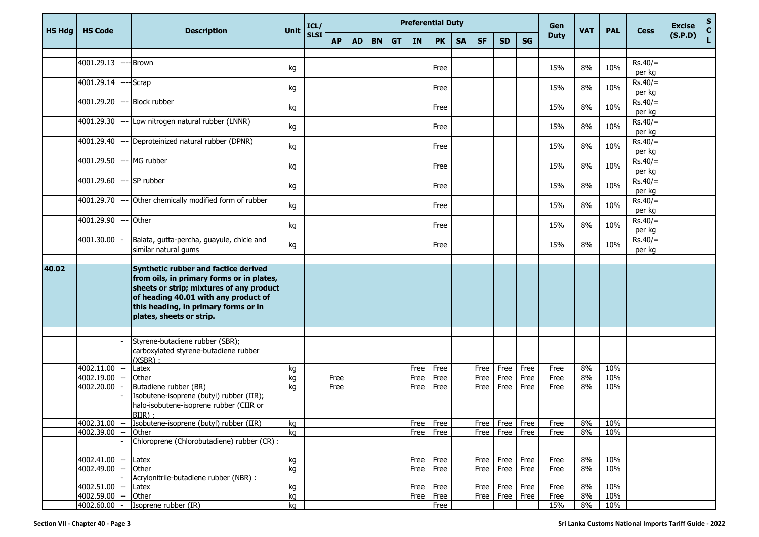| HS Hdg | HS Code | | Description | Unit | ICL/ SLSI | Preferential Duty | | | | | | | | | | Gen Duty | VAT | PAL | Cess | Excise (S.P.D) | S C L |
|---|---|---|---|---|---|---|---|---|---|---|---|---|---|---|---|---|---|---|---|---|---|
| | | | | | | AP | AD | BN | GT | IN | PK | SA | SF | SD | SG | | | | | | |
| | 4001.29.13 | ---- | Brown | kg | | | | | | | Free | | | | | 15% | 8% | 10% | Rs.40/= per kg | | |
| | 4001.29.14 | ---- | Scrap | kg | | | | | | | Free | | | | | 15% | 8% | 10% | Rs.40/= per kg | | |
| | 4001.29.20 | --- | Block rubber | kg | | | | | | | Free | | | | | 15% | 8% | 10% | Rs.40/= per kg | | |
| | 4001.29.30 | --- | Low nitrogen natural rubber (LNNR) | kg | | | | | | | Free | | | | | 15% | 8% | 10% | Rs.40/= per kg | | |
| | 4001.29.40 | --- | Deproteinized natural rubber (DPNR) | kg | | | | | | | Free | | | | | 15% | 8% | 10% | Rs.40/= per kg | | |
| | 4001.29.50 | --- | MG rubber | kg | | | | | | | Free | | | | | 15% | 8% | 10% | Rs.40/= per kg | | |
| | 4001.29.60 | --- | SP rubber | kg | | | | | | | Free | | | | | 15% | 8% | 10% | Rs.40/= per kg | | |
| | 4001.29.70 | --- | Other chemically modified form of rubber | kg | | | | | | | Free | | | | | 15% | 8% | 10% | Rs.40/= per kg | | |
| | 4001.29.90 | --- | Other | kg | | | | | | | Free | | | | | 15% | 8% | 10% | Rs.40/= per kg | | |
| | 4001.30.00 | - | Balata, gutta-percha, guayule, chicle and similar natural gums | kg | | | | | | | Free | | | | | 15% | 8% | 10% | Rs.40/= per kg | | |
| **40.02** | | | **Synthetic rubber and factice derived from oils, in primary forms or in plates, sheets or strip; mixtures of any product of heading 40.01 with any product of this heading, in primary forms or in plates, sheets or strip.** | | | | | | | | | | | | | | | | | | |
| | | - | Styrene-butadiene rubber (SBR); carboxylated styrene-butadiene rubber (XSBR) : | | | | | | | | | | | | | | | | | | |
| | 4002.11.00 | -- | Latex | kg | | | | | | Free | Free | | Free | Free | Free | Free | 8% | 10% | | | |
| | 4002.19.00 | -- | Other | kg | | Free | | | | Free | Free | | Free | Free | Free | Free | 8% | 10% | | | |
| | 4002.20.00 | - | Butadiene rubber (BR) | kg | | Free | | | | Free | Free | | Free | Free | Free | Free | 8% | 10% | | | |
| | | - | Isobutene-isoprene (butyl) rubber (IIR); halo-isobutene-isoprene rubber (CIIR or BIIR) : | | | | | | | | | | | | | | | | | | |
| | 4002.31.00 | -- | Isobutene-isoprene (butyl) rubber (IIR) | kg | | | | | | Free | Free | | Free | Free | Free | Free | 8% | 10% | | | |
| | 4002.39.00 | -- | Other | kg | | | | | | Free | Free | | Free | Free | Free | Free | 8% | 10% | | | |
| | | - | Chloroprene (Chlorobutadiene) rubber (CR) : | | | | | | | | | | | | | | | | | | |
| | 4002.41.00 | -- | Latex | kg | | | | | | Free | Free | | Free | Free | Free | Free | 8% | 10% | | | |
| | 4002.49.00 | -- | Other | kg | | | | | | Free | Free | | Free | Free | Free | Free | 8% | 10% | | | |
| | | - | Acrylonitrile-butadiene rubber (NBR) : | | | | | | | | | | | | | | | | | | |
| | 4002.51.00 | -- | Latex | kg | | | | | | Free | Free | | Free | Free | Free | Free | 8% | 10% | | | |
| | 4002.59.00 | -- | Other | kg | | | | | | Free | Free | | Free | Free | Free | Free | 8% | 10% | | | |
| | 4002.60.00 | - | Isoprene rubber (IR) | kg | | | | | | | Free | | | | | 15% | 8% | 10% | | | |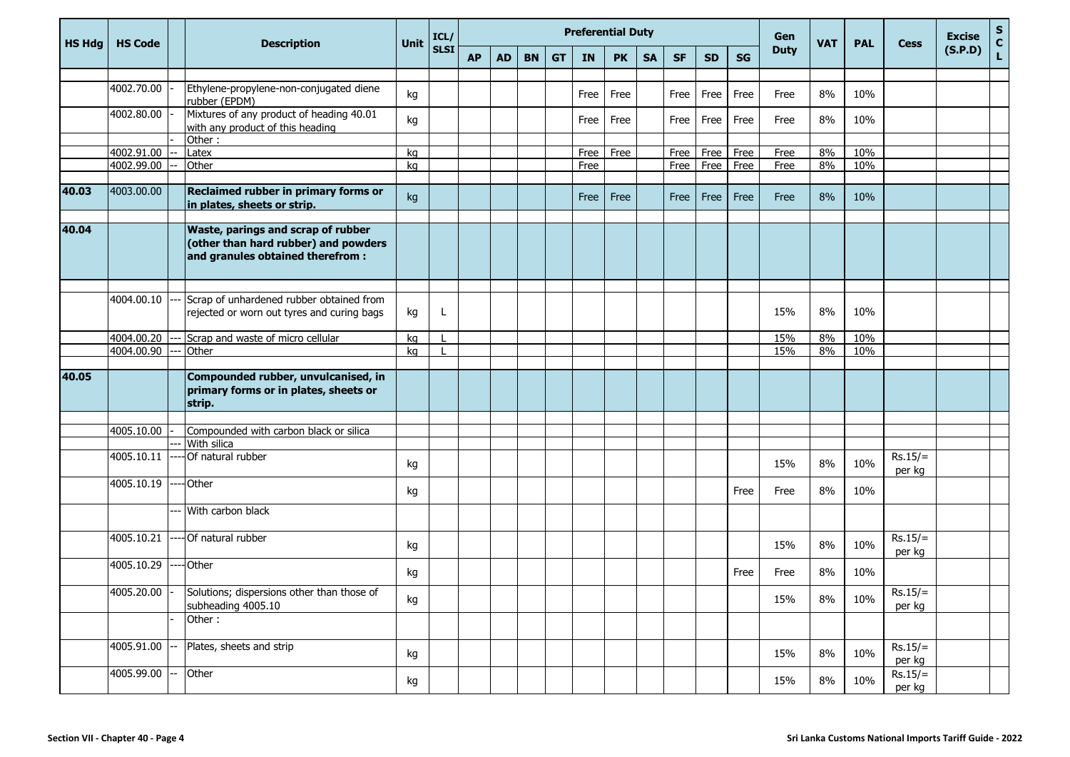| HS Hdg | HS Code | | Description | Unit | ICL/ SLSI | Preferential Duty | | | | | | | | | | Gen Duty | VAT | PAL | Cess | Excise (S.P.D) | SCL |
|---|---|---|---|---|---|---|---|---|---|---|---|---|---|---|---|---|---|---|---|---|---|
| | | | | | | AP | AD | BN | GT | IN | PK | SA | SF | SD | SG | | | | | | |
| | 4002.70.00 | - | Ethylene-propylene-non-conjugated diene rubber (EPDM) | kg | | | | | | Free | Free | | Free | Free | Free | Free | 8% | 10% | | | |
| | 4002.80.00 | - | Mixtures of any product of heading 40.01 with any product of this heading | kg | | | | | | Free | Free | | Free | Free | Free | Free | 8% | 10% | | | |
| | | - | Other : | | | | | | | | | | | | | | | | | | |
| | 4002.91.00 | -- | Latex | kg | | | | | | Free | Free | | Free | Free | Free | Free | 8% | 10% | | | |
| | 4002.99.00 | -- | Other | kg | | | | | | Free | | | Free | Free | Free | Free | 8% | 10% | | | |
| **40.03** | 4003.00.00 | | **Reclaimed rubber in primary forms or in plates, sheets or strip.** | kg | | | | | | Free | Free | | Free | Free | Free | Free | 8% | 10% | | | |
| **40.04** | | | **Waste, parings and scrap of rubber (other than hard rubber) and powders and granules obtained therefrom :** | | | | | | | | | | | | | | | | | | |
| | 4004.00.10 | --- | Scrap of unhardened rubber obtained from rejected or worn out tyres and curing bags | kg | L | | | | | | | | | | | 15% | 8% | 10% | | | |
| | 4004.00.20 | --- | Scrap and waste of micro cellular | kg | L | | | | | | | | | | | 15% | 8% | 10% | | | |
| | 4004.00.90 | --- | Other | kg | L | | | | | | | | | | | 15% | 8% | 10% | | | |
| **40.05** | | | **Compounded rubber, unvulcanised, in primary forms or in plates, sheets or strip.** | | | | | | | | | | | | | | | | | | |
| | 4005.10.00 | - | Compounded with carbon black or silica | | | | | | | | | | | | | | | | | | |
| | | --- | With silica | | | | | | | | | | | | | | | | | | |
| | 4005.10.11 | ---- | Of natural rubber | kg | | | | | | | | | | | | 15% | 8% | 10% | Rs.15/= per kg | | |
| | 4005.10.19 | ---- | Other | kg | | | | | | | | | | | Free | Free | 8% | 10% | | | |
| | | --- | With carbon black | | | | | | | | | | | | | | | | | | |
| | 4005.10.21 | ---- | Of natural rubber | kg | | | | | | | | | | | | 15% | 8% | 10% | Rs.15/= per kg | | |
| | 4005.10.29 | ---- | Other | kg | | | | | | | | | | | Free | Free | 8% | 10% | | | |
| | 4005.20.00 | - | Solutions; dispersions other than those of subheading 4005.10 | kg | | | | | | | | | | | | 15% | 8% | 10% | Rs.15/= per kg | | |
| | | - | Other : | | | | | | | | | | | | | | | | | | |
| | 4005.91.00 | -- | Plates, sheets and strip | kg | | | | | | | | | | | | 15% | 8% | 10% | Rs.15/= per kg | | |
| | 4005.99.00 | -- | Other | kg | | | | | | | | | | | | 15% | 8% | 10% | Rs.15/= per kg | | |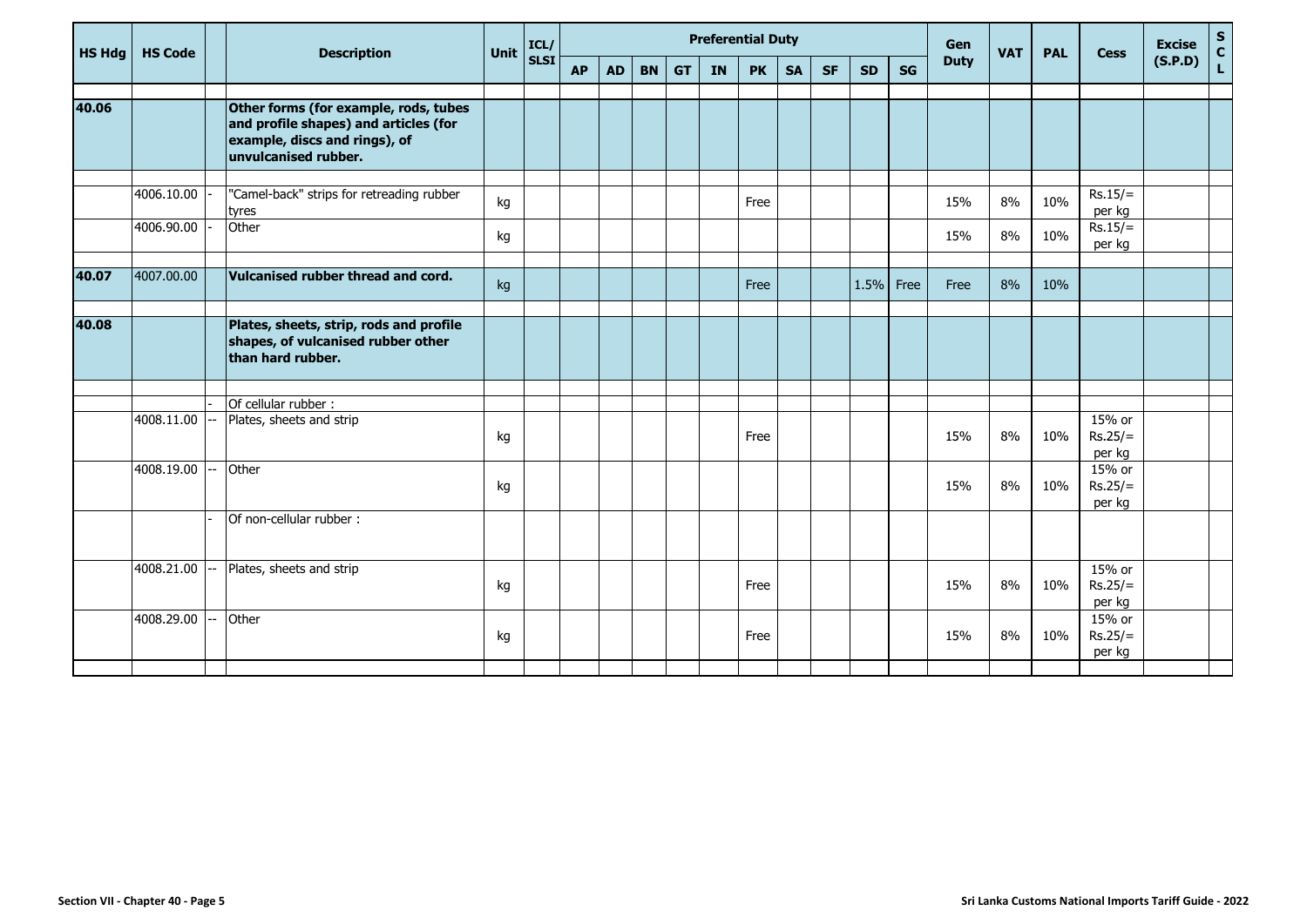| HS Hdg | HS Code | | Description | Unit | ICL/ SLSI | Preferential Duty | | | | | | | | | | Gen Duty | VAT | PAL | Cess | Excise (S.P.D) | SCL |
|---|---|---|---|---|---|---|---|---|---|---|---|---|---|---|---|---|---|---|---|---|---|
| | | | | | | AP | AD | BN | GT | IN | PK | SA | SF | SD | SG | | | | | | |
| **40.06** | | | **Other forms (for example, rods, tubes and profile shapes) and articles (for example, discs and rings), of unvulcanised rubber.** | | | | | | | | | | | | | | | | | | |
| | 4006.10.00 | - | "Camel-back" strips for retreading rubber tyres | kg | | | | | | | Free | | | | | 15% | 8% | 10% | Rs.15/= per kg | | |
| | 4006.90.00 | - | Other | kg | | | | | | | | | | | | 15% | 8% | 10% | Rs.15/= per kg | | |
| **40.07** | 4007.00.00 | | **Vulcanised rubber thread and cord.** | kg | | | | | | | Free | | | 1.5% | Free | Free | 8% | 10% | | | |
| **40.08** | | | **Plates, sheets, strip, rods and profile shapes, of vulcanised rubber other than hard rubber.** | | | | | | | | | | | | | | | | | | |
| | | - | Of cellular rubber : | | | | | | | | | | | | | | | | | | |
| | 4008.11.00 | -- | Plates, sheets and strip | kg | | | | | | | Free | | | | | 15% | 8% | 10% | 15% or Rs.25/= per kg | | |
| | 4008.19.00 | -- | Other | kg | | | | | | | | | | | | 15% | 8% | 10% | 15% or Rs.25/= per kg | | |
| | | - | Of non-cellular rubber : | | | | | | | | | | | | | | | | | | |
| | 4008.21.00 | -- | Plates, sheets and strip | kg | | | | | | | Free | | | | | 15% | 8% | 10% | 15% or Rs.25/= per kg | | |
| | 4008.29.00 | -- | Other | kg | | | | | | | Free | | | | | 15% | 8% | 10% | 15% or Rs.25/= per kg | | |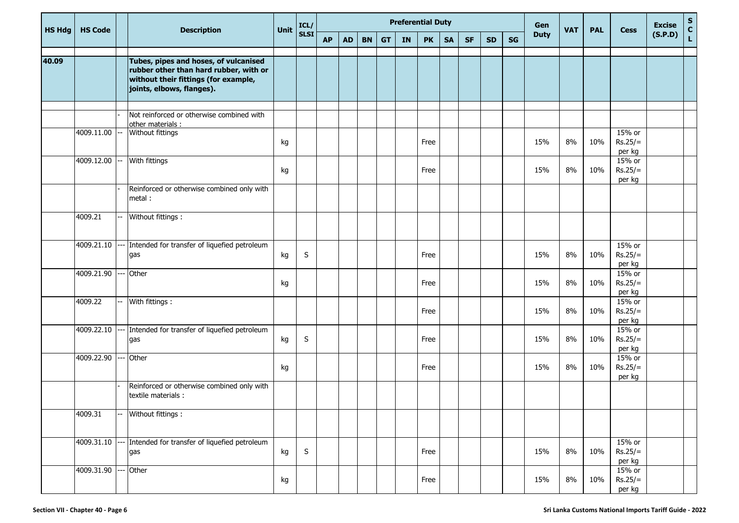| HS Hdg | HS Code | | Description | Unit | ICL/ SLSI | Preferential Duty | | | | | | | | | | Gen Duty | VAT | PAL | Cess | Excise (S.P.D) | S C L |
|---|---|---|---|---|---|---|---|---|---|---|---|---|---|---|---|---|---|---|---|---|---|
| | | | | | | AP | AD | BN | GT | IN | PK | SA | SF | SD | SG | | | | | | |
| **40.09** | | | **Tubes, pipes and hoses, of vulcanised rubber other than hard rubber, with or without their fittings (for example, joints, elbows, flanges).** | | | | | | | | | | | | | | | | | | |
| | | - | Not reinforced or otherwise combined with other materials : | | | | | | | | | | | | | | | | | | |
| | 4009.11.00 | -- | Without fittings | kg | | | | | | | Free | | | | | 15% | 8% | 10% | 15% or Rs.25/= per kg | | |
| | 4009.12.00 | -- | With fittings | kg | | | | | | | Free | | | | | 15% | 8% | 10% | 15% or Rs.25/= per kg | | |
| | | - | Reinforced or otherwise combined only with metal : | | | | | | | | | | | | | | | | | | |
| | 4009.21 | -- | Without fittings : | | | | | | | | | | | | | | | | | | |
| | 4009.21.10 | --- | Intended for transfer of liquefied petroleum gas | kg | S | | | | | | Free | | | | | 15% | 8% | 10% | 15% or Rs.25/= per kg | | |
| | 4009.21.90 | --- | Other | kg | | | | | | | Free | | | | | 15% | 8% | 10% | 15% or Rs.25/= per kg | | |
| | 4009.22 | -- | With fittings : | | | | | | | | Free | | | | | 15% | 8% | 10% | 15% or Rs.25/= per kg | | |
| | 4009.22.10 | --- | Intended for transfer of liquefied petroleum gas | kg | S | | | | | | Free | | | | | 15% | 8% | 10% | 15% or Rs.25/= per kg | | |
| | 4009.22.90 | --- | Other | kg | | | | | | | Free | | | | | 15% | 8% | 10% | 15% or Rs.25/= per kg | | |
| | | - | Reinforced or otherwise combined only with textile materials : | | | | | | | | | | | | | | | | | | |
| | 4009.31 | -- | Without fittings : | | | | | | | | | | | | | | | | | | |
| | 4009.31.10 | --- | Intended for transfer of liquefied petroleum gas | kg | S | | | | | | Free | | | | | 15% | 8% | 10% | 15% or Rs.25/= per kg | | |
| | 4009.31.90 | --- | Other | kg | | | | | | | Free | | | | | 15% | 8% | 10% | 15% or Rs.25/= per kg | | |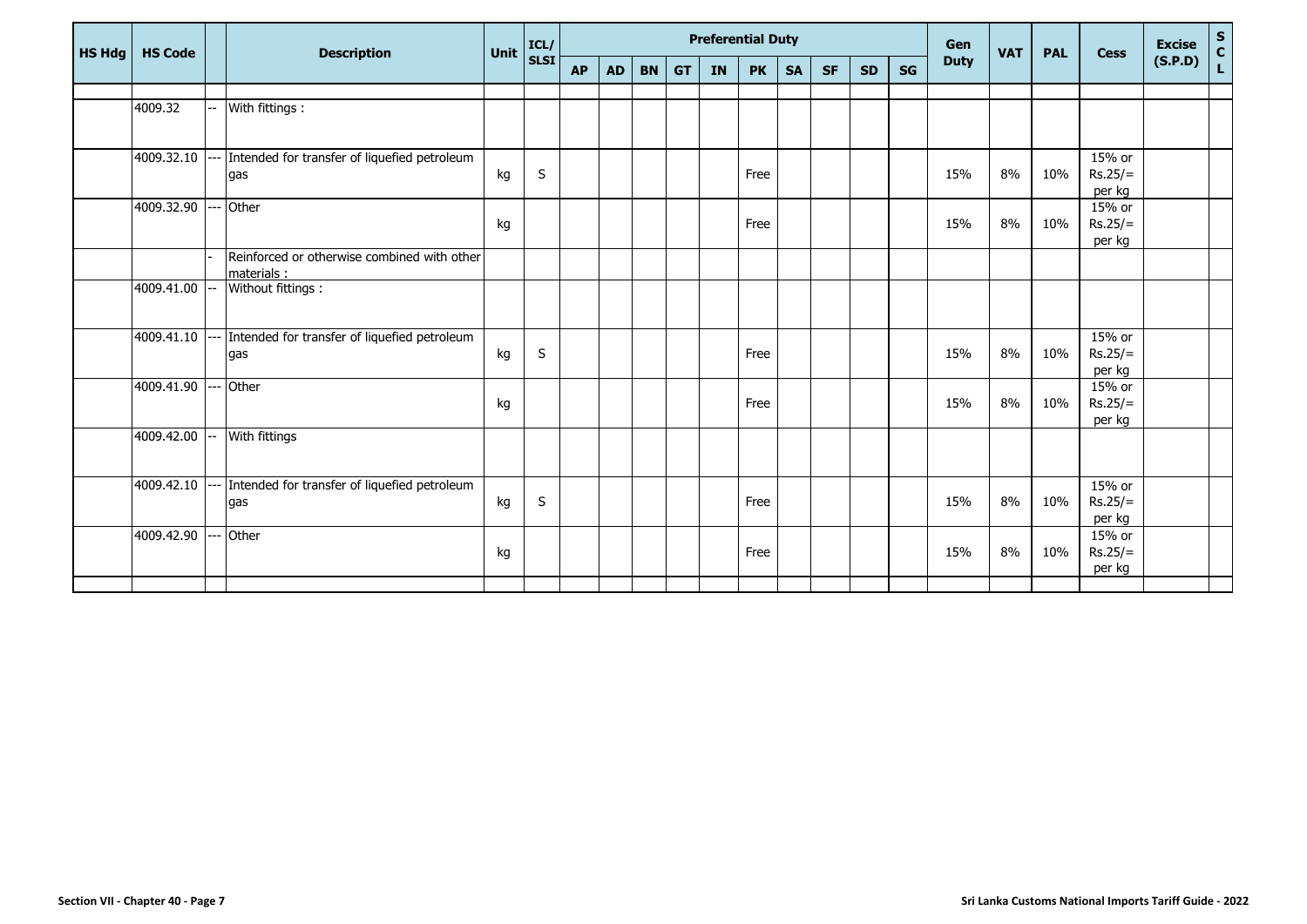| HS Hdg | HS Code | | Description | Unit | ICL/ SLSI | Preferential Duty | | | | | | | | | | Gen Duty | VAT | PAL | Cess | Excise (S.P.D) | S C L |
|---|---|---|---|---|---|---|---|---|---|---|---|---|---|---|---|---|---|---|---|---|---|
| | | | | | | AP | AD | BN | GT | IN | PK | SA | SF | SD | SG | | | | | | |
| | | | | | | | | | | | | | | | | | | | | | |
| | 4009.32 | -- | With fittings : | | | | | | | | | | | | | | | | | | |
| | 4009.32.10 | --- | Intended for transfer of liquefied petroleum gas | kg | S | | | | | | Free | | | | | 15% | 8% | 10% | 15% or Rs.25/= per kg | | |
| | 4009.32.90 | --- | Other | kg | | | | | | | Free | | | | | 15% | 8% | 10% | 15% or Rs.25/= per kg | | |
| | | - | Reinforced or otherwise combined with other materials : | | | | | | | | | | | | | | | | | | |
| | 4009.41.00 | -- | Without fittings : | | | | | | | | | | | | | | | | | | |
| | 4009.41.10 | --- | Intended for transfer of liquefied petroleum gas | kg | S | | | | | | Free | | | | | 15% | 8% | 10% | 15% or Rs.25/= per kg | | |
| | 4009.41.90 | --- | Other | kg | | | | | | | Free | | | | | 15% | 8% | 10% | 15% or Rs.25/= per kg | | |
| | 4009.42.00 | -- | With fittings | | | | | | | | | | | | | | | | | | |
| | 4009.42.10 | --- | Intended for transfer of liquefied petroleum gas | kg | S | | | | | | Free | | | | | 15% | 8% | 10% | 15% or Rs.25/= per kg | | |
| | 4009.42.90 | --- | Other | kg | | | | | | | Free | | | | | 15% | 8% | 10% | 15% or Rs.25/= per kg | | |
| | | | | | | | | | | | | | | | | | | | | | |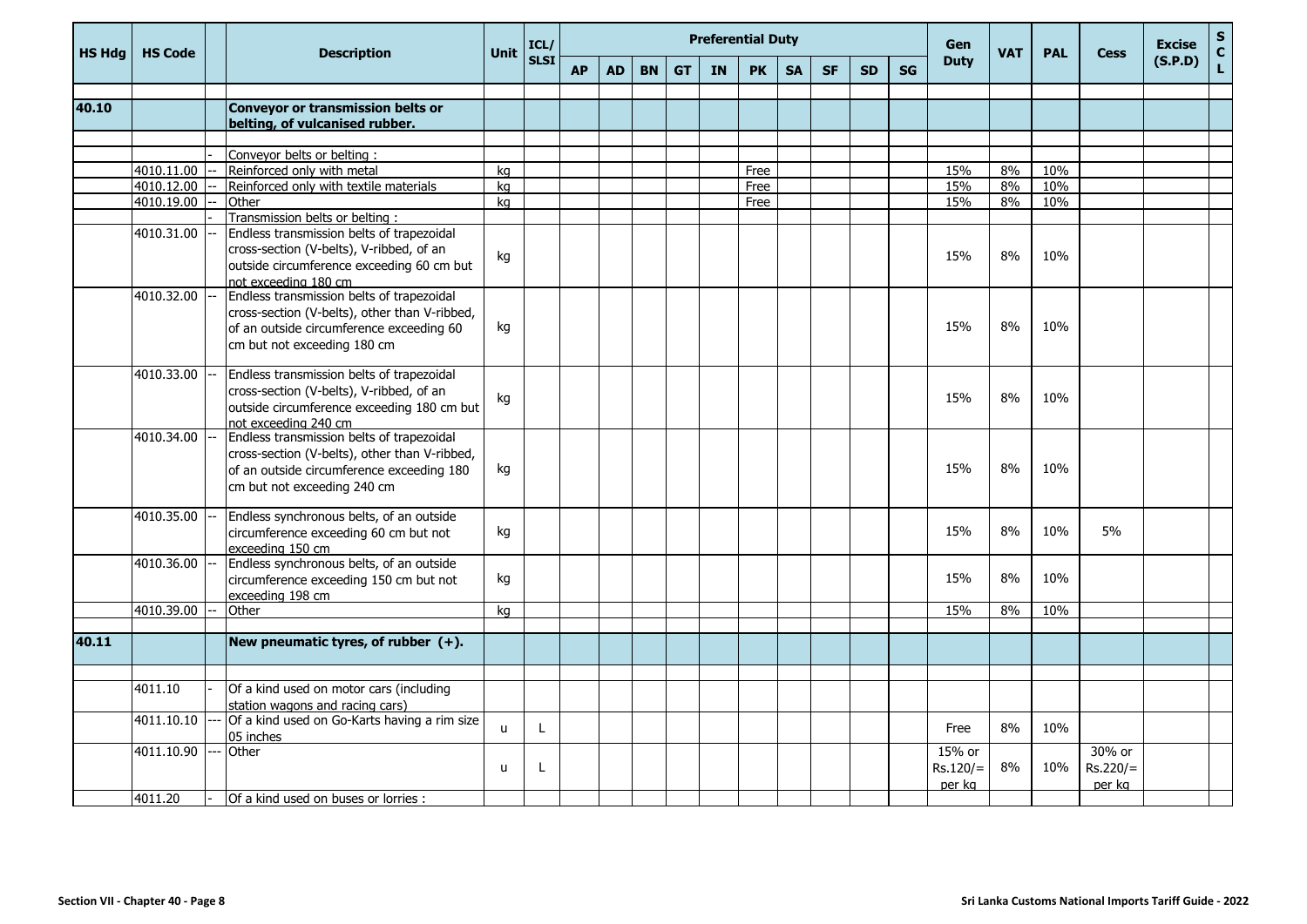| HS Hdg | HS Code | | Description | Unit | ICL/ SLSI | Preferential Duty | | | | | | | | | | Gen Duty | VAT | PAL | Cess | Excise (S.P.D) | S C L |
|---|---|---|---|---|---|---|---|---|---|---|---|---|---|---|---|---|---|---|---|---|---|
| | | | | | | AP | AD | BN | GT | IN | PK | SA | SF | SD | SG | | | | | | |
| 40.10 | | | **Conveyor or transmission belts or belting, of vulcanised rubber.** | | | | | | | | | | | | | | | | | | |
| | | - | Conveyor belts or belting : | | | | | | | | | | | | | | | | | | |
| | 4010.11.00 | -- | Reinforced only with metal | kg | | | | | | | Free | | | | | 15% | 8% | 10% | | | |
| | 4010.12.00 | -- | Reinforced only with textile materials | kg | | | | | | | Free | | | | | 15% | 8% | 10% | | | |
| | 4010.19.00 | -- | Other | kg | | | | | | | Free | | | | | 15% | 8% | 10% | | | |
| | | - | Transmission belts or belting : | | | | | | | | | | | | | | | | | | |
| | 4010.31.00 | -- | Endless transmission belts of trapezoidal cross-section (V-belts), V-ribbed, of an outside circumference exceeding 60 cm but not exceeding 180 cm | kg | | | | | | | | | | | | 15% | 8% | 10% | | | |
| | 4010.32.00 | -- | Endless transmission belts of trapezoidal cross-section (V-belts), other than V-ribbed, of an outside circumference exceeding 60 cm but not exceeding 180 cm | kg | | | | | | | | | | | | 15% | 8% | 10% | | | |
| | 4010.33.00 | -- | Endless transmission belts of trapezoidal cross-section (V-belts), V-ribbed, of an outside circumference exceeding 180 cm but not exceeding 240 cm | kg | | | | | | | | | | | | 15% | 8% | 10% | | | |
| | 4010.34.00 | -- | Endless transmission belts of trapezoidal cross-section (V-belts), other than V-ribbed, of an outside circumference exceeding 180 cm but not exceeding 240 cm | kg | | | | | | | | | | | | 15% | 8% | 10% | | | |
| | 4010.35.00 | -- | Endless synchronous belts, of an outside circumference exceeding 60 cm but not exceeding 150 cm | kg | | | | | | | | | | | | 15% | 8% | 10% | 5% | | |
| | 4010.36.00 | -- | Endless synchronous belts, of an outside circumference exceeding 150 cm but not exceeding 198 cm | kg | | | | | | | | | | | | 15% | 8% | 10% | | | |
| | 4010.39.00 | -- | Other | kg | | | | | | | | | | | | 15% | 8% | 10% | | | |
| 40.11 | | | **New pneumatic tyres, of rubber (+).** | | | | | | | | | | | | | | | | | | |
| | 4011.10 | - | Of a kind used on motor cars (including station wagons and racing cars) | | | | | | | | | | | | | | | | | | |
| | 4011.10.10 | --- | Of a kind used on Go-Karts having a rim size 05 inches | u | L | | | | | | | | | | | Free | 8% | 10% | | | |
| | 4011.10.90 | --- | Other | u | L | | | | | | | | | | | 15% or Rs.120/= per kg | 8% | 10% | 30% or Rs.220/= per kg | | |
| | 4011.20 | - | Of a kind used on buses or lorries : | | | | | | | | | | | | | | | | | | |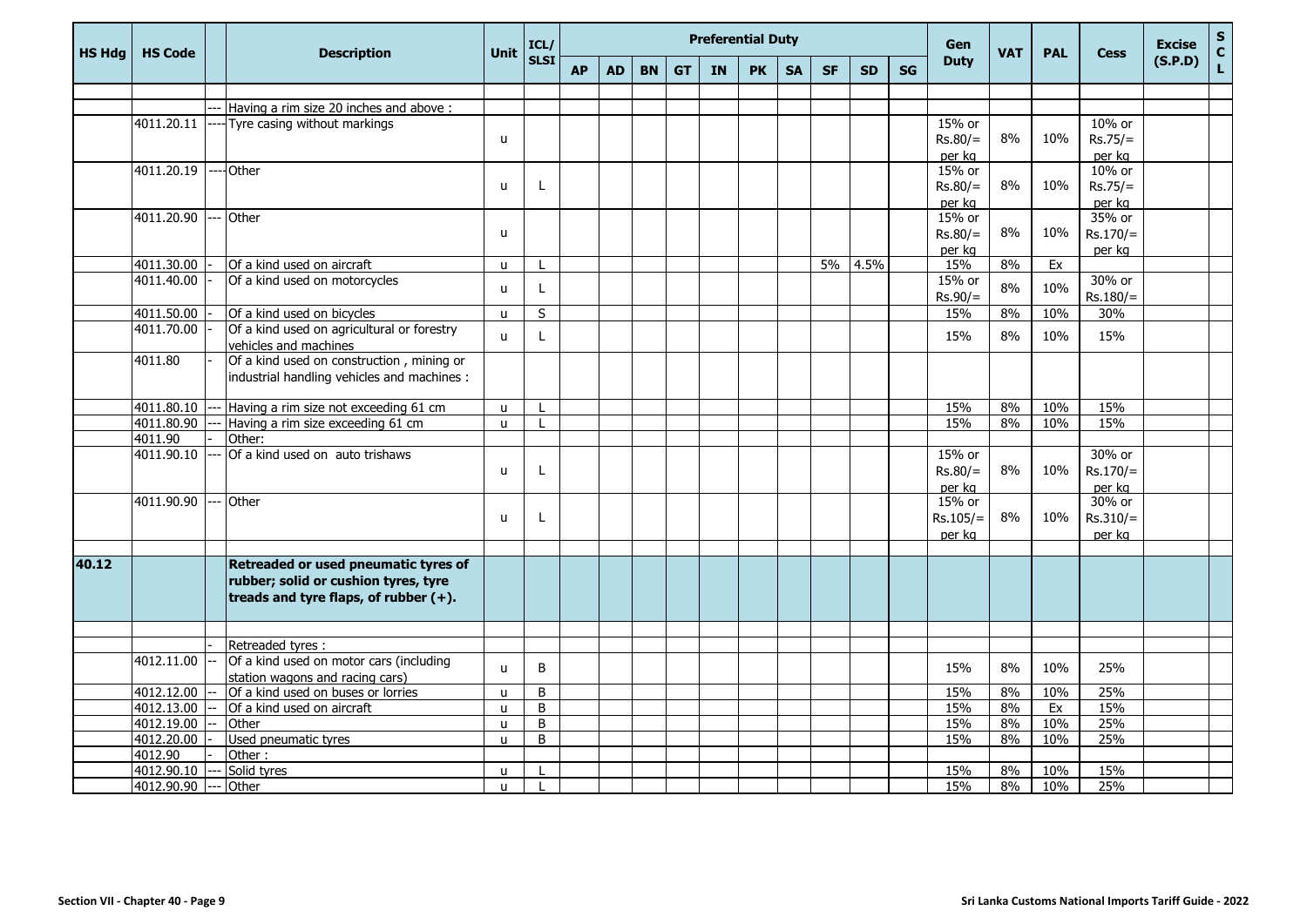| HS Hdg | HS Code | | Description | Unit | ICL/ SLSI | Preferential Duty | | | | | | | | | | Gen Duty | VAT | PAL | Cess | Excise (S.P.D) | S C L |
|---|---|---|---|---|---|---|---|---|---|---|---|---|---|---|---|---|---|---|---|---|---|
| | | | | | | AP | AD | BN | GT | IN | PK | SA | SF | SD | SG | | | | | | |
| | | | | | | | | | | | | | | | | | | | | | |
| | | --- | Having a rim size 20 inches and above : | | | | | | | | | | | | | | | | | | |
| | 4011.20.11 | ---- | Tyre casing without markings | u | | | | | | | | | | | | 15% or Rs.80/= per kg | 8% | 10% | 10% or Rs.75/= per kg | | |
| | 4011.20.19 | ---- | Other | u | L | | | | | | | | | | | 15% or Rs.80/= per kg | 8% | 10% | 10% or Rs.75/= per kg | | |
| | 4011.20.90 | --- | Other | u | | | | | | | | | | | | 15% or Rs.80/= per kg | 8% | 10% | 35% or Rs.170/= per kg | | |
| | 4011.30.00 | - | Of a kind used on aircraft | u | L | | | | | | | | 5% | 4.5% | | 15% | 8% | Ex | | | |
| | 4011.40.00 | - | Of a kind used on motorcycles | u | L | | | | | | | | | | | 15% or Rs.90/= | 8% | 10% | 30% or Rs.180/= | | |
| | 4011.50.00 | - | Of a kind used on bicycles | u | S | | | | | | | | | | | 15% | 8% | 10% | 30% | | |
| | 4011.70.00 | - | Of a kind used on agricultural or forestry vehicles and machines | u | L | | | | | | | | | | | 15% | 8% | 10% | 15% | | |
| | 4011.80 | - | Of a kind used on construction , mining or industrial handling vehicles and machines : | | | | | | | | | | | | | | | | | | |
| | 4011.80.10 | --- | Having a rim size not exceeding 61 cm | u | L | | | | | | | | | | | 15% | 8% | 10% | 15% | | |
| | 4011.80.90 | --- | Having a rim size exceeding 61 cm | u | L | | | | | | | | | | | 15% | 8% | 10% | 15% | | |
| | 4011.90 | - | Other: | | | | | | | | | | | | | | | | | | |
| | 4011.90.10 | --- | Of a kind used on auto trishaws | u | L | | | | | | | | | | | 15% or Rs.80/= per kg | 8% | 10% | 30% or Rs.170/= per kg | | |
| | 4011.90.90 | --- | Other | u | L | | | | | | | | | | | 15% or Rs.105/= per kg | 8% | 10% | 30% or Rs.310/= per kg | | |
| | | | | | | | | | | | | | | | | | | | | | |
| **40.12** | | | **Retreaded or used pneumatic tyres of rubber; solid or cushion tyres, tyre treads and tyre flaps, of rubber (+).** | | | | | | | | | | | | | | | | | | |
| | | | | | | | | | | | | | | | | | | | | | |
| | | - | Retreaded tyres : | | | | | | | | | | | | | | | | | | |
| | 4012.11.00 | -- | Of a kind used on motor cars (including station wagons and racing cars) | u | B | | | | | | | | | | | 15% | 8% | 10% | 25% | | |
| | 4012.12.00 | -- | Of a kind used on buses or lorries | u | B | | | | | | | | | | | 15% | 8% | 10% | 25% | | |
| | 4012.13.00 | -- | Of a kind used on aircraft | u | B | | | | | | | | | | | 15% | 8% | Ex | 15% | | |
| | 4012.19.00 | -- | Other | u | B | | | | | | | | | | | 15% | 8% | 10% | 25% | | |
| | 4012.20.00 | - | Used pneumatic tyres | u | B | | | | | | | | | | | 15% | 8% | 10% | 25% | | |
| | 4012.90 | - | Other : | | | | | | | | | | | | | | | | | | |
| | 4012.90.10 | --- | Solid tyres | u | L | | | | | | | | | | | 15% | 8% | 10% | 15% | | |
| | 4012.90.90 | --- | Other | u | L | | | | | | | | | | | 15% | 8% | 10% | 25% | | |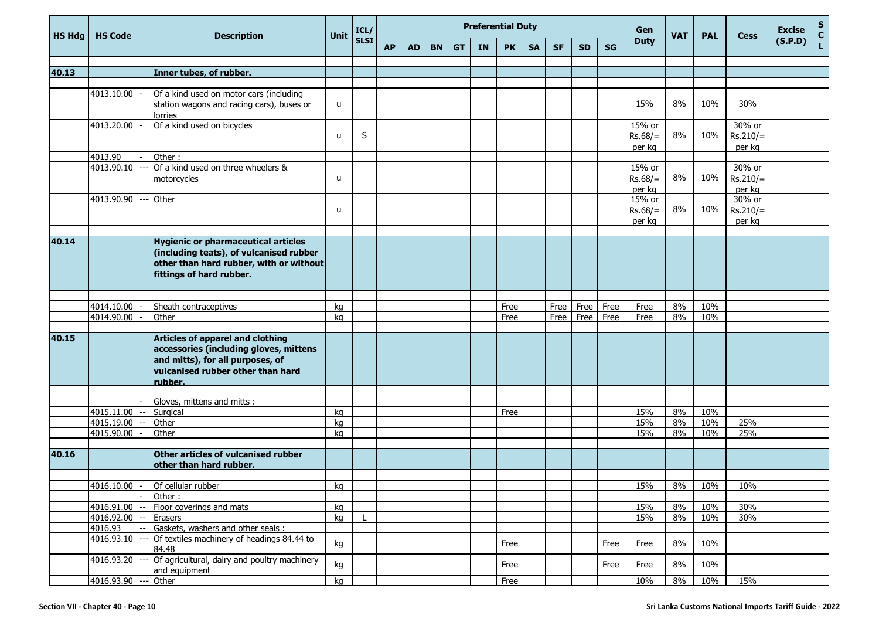| HS Hdg | HS Code | | Description | Unit | ICL/ SLSI | Preferential Duty | | | | | | | | | | Gen Duty | VAT | PAL | Cess | Excise (S.P.D) | S C L |
|---|---|---|---|---|---|---|---|---|---|---|---|---|---|---|---|---|---|---|---|---|---|
| | | | | | | AP | AD | BN | GT | IN | PK | SA | SF | SD | SG | | | | | | |
| **40.13** | | | **Inner tubes, of rubber.** | | | | | | | | | | | | | | | | | | |
| | 4013.10.00 | - | Of a kind used on motor cars (including station wagons and racing cars), buses or lorries | u | | | | | | | | | | | | 15% | 8% | 10% | 30% | | |
| | 4013.20.00 | - | Of a kind used on bicycles | u | S | | | | | | | | | | | 15% or Rs.68/= per kg | 8% | 10% | 30% or Rs.210/= per kg | | |
| | 4013.90 | - | Other : | | | | | | | | | | | | | | | | | | |
| | 4013.90.10 | --- | Of a kind used on three wheelers & motorcycles | u | | | | | | | | | | | | 15% or Rs.68/= per kg | 8% | 10% | 30% or Rs.210/= per kg | | |
| | 4013.90.90 | --- | Other | u | | | | | | | | | | | | 15% or Rs.68/= per kg | 8% | 10% | 30% or Rs.210/= per kg | | |
| **40.14** | | | **Hygienic or pharmaceutical articles (including teats), of vulcanised rubber other than hard rubber, with or without fittings of hard rubber.** | | | | | | | | | | | | | | | | | | |
| | 4014.10.00 | - | Sheath contraceptives | kg | | | | | | | Free | | Free | Free | Free | Free | 8% | 10% | | | |
| | 4014.90.00 | - | Other | kg | | | | | | | Free | | Free | Free | Free | Free | 8% | 10% | | | |
| **40.15** | | | **Articles of apparel and clothing accessories (including gloves, mittens and mitts), for all purposes, of vulcanised rubber other than hard rubber.** | | | | | | | | | | | | | | | | | | |
| | | - | Gloves, mittens and mitts : | | | | | | | | | | | | | | | | | | |
| | 4015.11.00 | -- | Surgical | kg | | | | | | | Free | | | | | 15% | 8% | 10% | | | |
| | 4015.19.00 | -- | Other | kg | | | | | | | | | | | | 15% | 8% | 10% | 25% | | |
| | 4015.90.00 | - | Other | kg | | | | | | | | | | | | 15% | 8% | 10% | 25% | | |
| **40.16** | | | **Other articles of vulcanised rubber other than hard rubber.** | | | | | | | | | | | | | | | | | | |
| | 4016.10.00 | - | Of cellular rubber | kg | | | | | | | | | | | | 15% | 8% | 10% | 10% | | |
| | | - | Other : | | | | | | | | | | | | | | | | | | |
| | 4016.91.00 | -- | Floor coverings and mats | kg | | | | | | | | | | | | 15% | 8% | 10% | 30% | | |
| | 4016.92.00 | -- | Erasers | kg | L | | | | | | | | | | | 15% | 8% | 10% | 30% | | |
| | 4016.93 | -- | Gaskets, washers and other seals : | | | | | | | | | | | | | | | | | | |
| | 4016.93.10 | --- | Of textiles machinery of headings 84.44 to 84.48 | kg | | | | | | | Free | | | | Free | Free | 8% | 10% | | | |
| | 4016.93.20 | --- | Of agricultural, dairy and poultry machinery and equipment | kg | | | | | | | Free | | | | Free | Free | 8% | 10% | | | |
| | 4016.93.90 | --- | Other | kg | | | | | | | Free | | | | | 10% | 8% | 10% | 15% | | |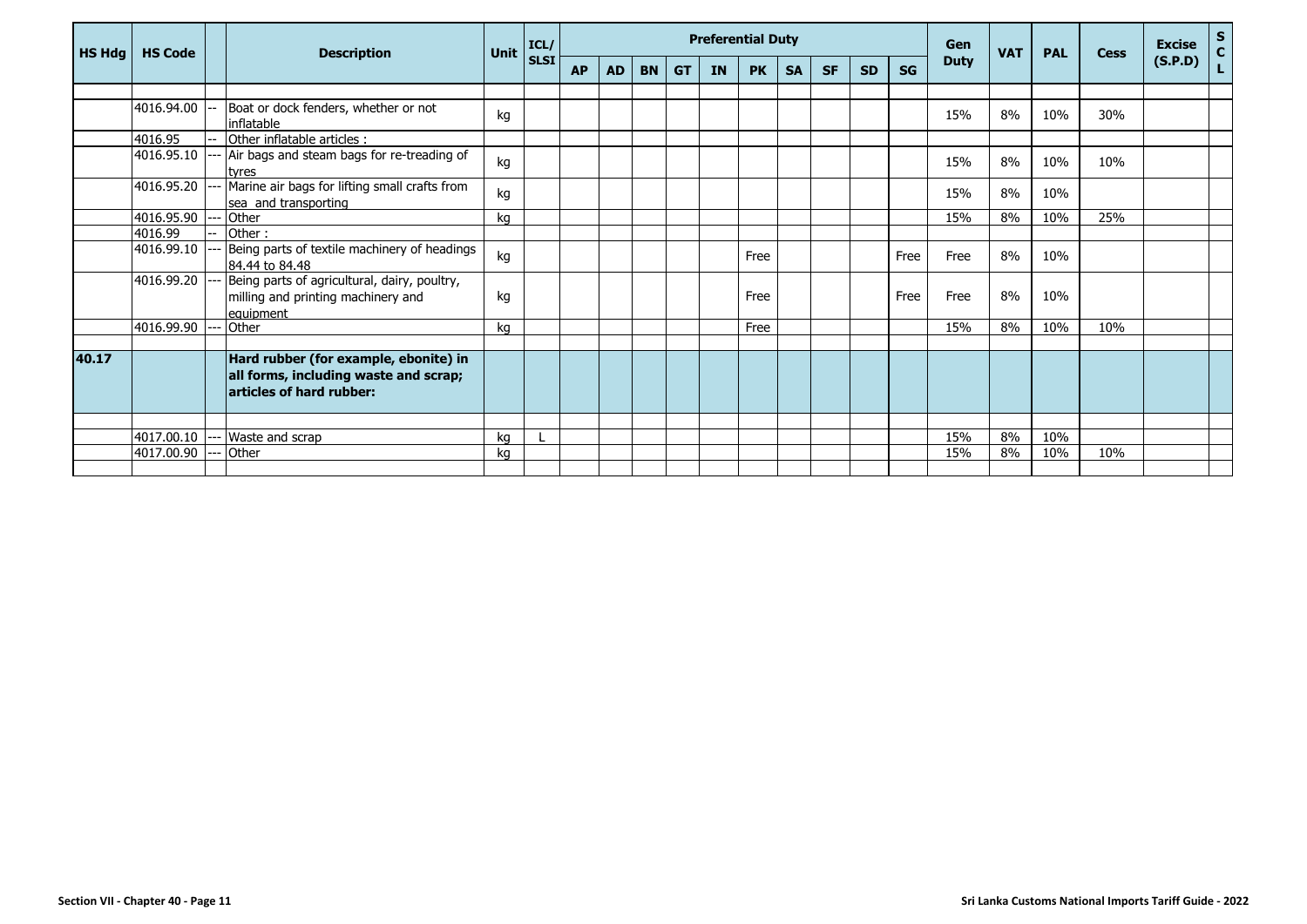| HS Hdg | HS Code | | Description | Unit | ICL/ SLSI | Preferential Duty | | | | | | | | | | Gen Duty | VAT | PAL | Cess | Excise (S.P.D) | S C L |
|---|---|---|---|---|---|---|---|---|---|---|---|---|---|---|---|---|---|---|---|---|---|
| | | | | | | AP | AD | BN | GT | IN | PK | SA | SF | SD | SG | | | | | | |
| | 4016.94.00 | -- | Boat or dock fenders, whether or not inflatable | kg | | | | | | | | | | | | 15% | 8% | 10% | 30% | | |
| | 4016.95 | -- | Other inflatable articles : | | | | | | | | | | | | | | | | | | |
| | 4016.95.10 | --- | Air bags and steam bags for re-treading of tyres | kg | | | | | | | | | | | | 15% | 8% | 10% | 10% | | |
| | 4016.95.20 | --- | Marine air bags for lifting small crafts from sea and transporting | kg | | | | | | | | | | | | 15% | 8% | 10% | | | |
| | 4016.95.90 | --- | Other | kg | | | | | | | | | | | | 15% | 8% | 10% | 25% | | |
| | 4016.99 | -- | Other : | | | | | | | | | | | | | | | | | | |
| | 4016.99.10 | --- | Being parts of textile machinery of headings 84.44 to 84.48 | kg | | | | | | | Free | | | | Free | Free | 8% | 10% | | | |
| | 4016.99.20 | --- | Being parts of agricultural, dairy, poultry, milling and printing machinery and equipment | kg | | | | | | | Free | | | | Free | Free | 8% | 10% | | | |
| | 4016.99.90 | --- | Other | kg | | | | | | | Free | | | | | 15% | 8% | 10% | 10% | | |
| **40.17** | | | **Hard rubber (for example, ebonite) in all forms, including waste and scrap; articles of hard rubber:** | | | | | | | | | | | | | | | | | | |
| | 4017.00.10 | --- | Waste and scrap | kg | L | | | | | | | | | | | 15% | 8% | 10% | | | |
| | 4017.00.90 | --- | Other | kg | | | | | | | | | | | | 15% | 8% | 10% | 10% | | |